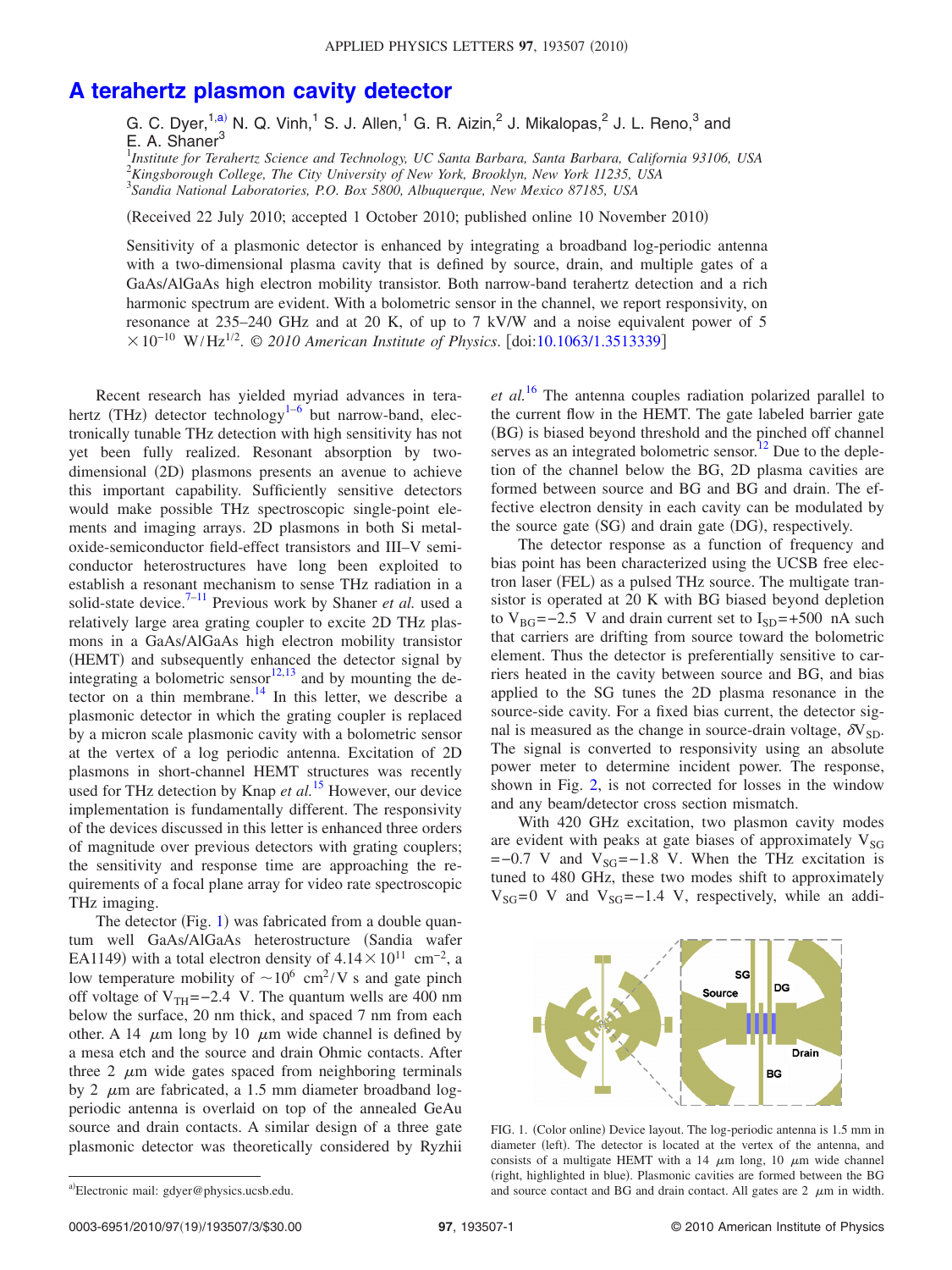# A terahertz plasmon cavity detector

G. C. Dyer,[1,a)] N. Q. Vinh,[1] S. J. Allen,[1] G. R. Aizin,[2] J. Mikalopas,[2] J. L. Reno,[3] and E. A. Shaner[3]

[1]*Institute for Terahertz Science and Technology, UC Santa Barbara, Santa Barbara, California 93106, USA*
[2]*Kingsborough College, The City University of New York, Brooklyn, New York 11235, USA*
[3]*Sandia National Laboratories, P.O. Box 5800, Albuquerque, New Mexico 87185, USA*

(Received 22 July 2010; accepted 1 October 2010; published online 10 November 2010)

Sensitivity of a plasmonic detector is enhanced by integrating a broadband log-periodic antenna with a two-dimensional plasma cavity that is defined by source, drain, and multiple gates of a GaAs/AlGaAs high electron mobility transistor. Both narrow-band terahertz detection and a rich harmonic spectrum are evident. With a bolometric sensor in the channel, we report responsivity, on resonance at 235–240 GHz and at 20 K, of up to 7 kV/W and a noise equivalent power of $5 \times 10^{-10}$ W/Hz$^{1/2}$. *© 2010 American Institute of Physics*. [doi:10.1063/1.3513339]

Recent research has yielded myriad advances in terahertz (THz) detector technology[1–6] but narrow-band, electronically tunable THz detection with high sensitivity has not yet been fully realized. Resonant absorption by two-dimensional (2D) plasmons presents an avenue to achieve this important capability. Sufficiently sensitive detectors would make possible THz spectroscopic single-point elements and imaging arrays. 2D plasmons in both Si metal-oxide-semiconductor field-effect transistors and III–V semiconductor heterostructures have long been exploited to establish a resonant mechanism to sense THz radiation in a solid-state device.[7–11] Previous work by Shaner *et al.* used a relatively large area grating coupler to excite 2D THz plasmons in a GaAs/AlGaAs high electron mobility transistor (HEMT) and subsequently enhanced the detector signal by integrating a bolometric sensor[12,13] and by mounting the detector on a thin membrane.[14] In this letter, we describe a plasmonic detector in which the grating coupler is replaced by a micron scale plasmonic cavity with a bolometric sensor at the vertex of a log periodic antenna. Excitation of 2D plasmons in short-channel HEMT structures was recently used for THz detection by Knap *et al.*[15] However, our device implementation is fundamentally different. The responsivity of the devices discussed in this letter is enhanced three orders of magnitude over previous detectors with grating couplers; the sensitivity and response time are approaching the requirements of a focal plane array for video rate spectroscopic THz imaging.

The detector (Fig. 1) was fabricated from a double quantum well GaAs/AlGaAs heterostructure (Sandia wafer EA1149) with a total electron density of $4.14 \times 10^{11}$ cm$^{-2}$, a low temperature mobility of $\sim 10^6$ cm$^2$/V s and gate pinch off voltage of $V_{TH} = -2.4$ V. The quantum wells are 400 nm below the surface, 20 nm thick, and spaced 7 nm from each other. A 14 $\mu$m long by 10 $\mu$m wide channel is defined by a mesa etch and the source and drain Ohmic contacts. After three 2 $\mu$m wide gates spaced from neighboring terminals by 2 $\mu$m are fabricated, a 1.5 mm diameter broadband log-periodic antenna is overlaid on top of the annealed GeAu source and drain contacts. A similar design of a three gate plasmonic detector was theoretically considered by Ryzhii *et al.*[16] The antenna couples radiation polarized parallel to the current flow in the HEMT. The gate labeled barrier gate (BG) is biased beyond threshold and the pinched off channel serves as an integrated bolometric sensor.[12] Due to the depletion of the channel below the BG, 2D plasma cavities are formed between source and BG and BG and drain. The effective electron density in each cavity can be modulated by the source gate (SG) and drain gate (DG), respectively.

The detector response as a function of frequency and bias point has been characterized using the UCSB free electron laser (FEL) as a pulsed THz source. The multigate transistor is operated at 20 K with BG biased beyond depletion to $V_{BG} = -2.5$ V and drain current set to $I_{SD} = +500$ nA such that carriers are drifting from source toward the bolometric element. Thus the detector is preferentially sensitive to carriers heated in the cavity between source and BG, and bias applied to the SG tunes the 2D plasma resonance in the source-side cavity. For a fixed bias current, the detector signal is measured as the change in source-drain voltage, $\delta V_{SD}$. The signal is converted to responsivity using an absolute power meter to determine incident power. The response, shown in Fig. 2, is not corrected for losses in the window and any beam/detector cross section mismatch.

With 420 GHz excitation, two plasmon cavity modes are evident with peaks at gate biases of approximately $V_{SG} = -0.7$ V and $V_{SG} = -1.8$ V. When the THz excitation is tuned to 480 GHz, these two modes shift to approximately $V_{SG} = 0$ V and $V_{SG} = -1.4$ V, respectively, while an addi-

FIG. 1. (Color online) Device layout. The log-periodic antenna is 1.5 mm in diameter (left). The detector is located at the vertex of the antenna, and consists of a multigate HEMT with a 14 $\mu$m long, 10 $\mu$m wide channel (right, highlighted in blue). Plasmonic cavities are formed between the BG and source contact and BG and drain contact. All gates are 2 $\mu$m in width.

[a)]Electronic mail: gdyer@physics.ucsb.edu.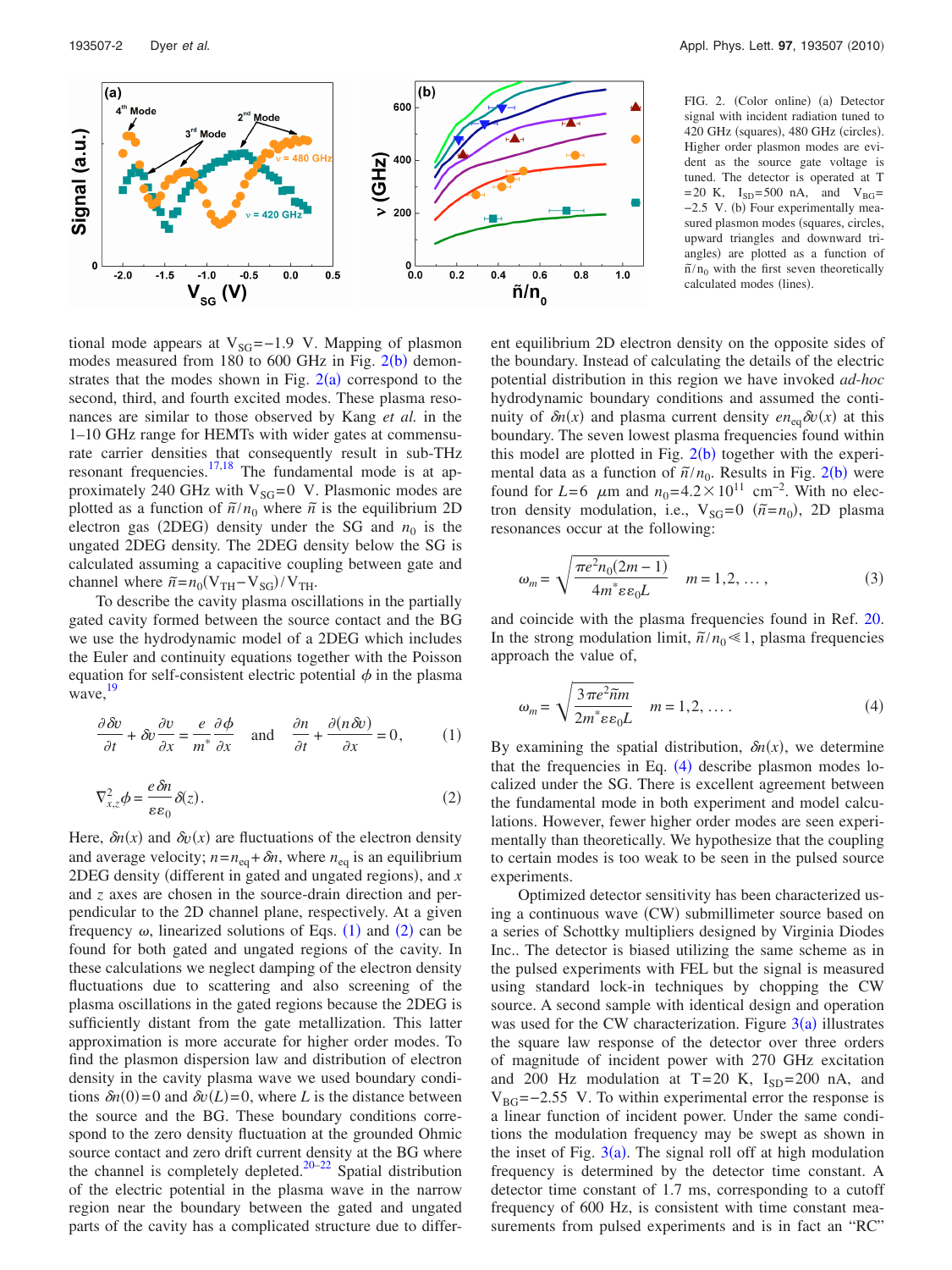FIG. 2. (Color online) (a) Detector signal with incident radiation tuned to 420 GHz (squares), 480 GHz (circles). Higher order plasmon modes are evident as the source gate voltage is tuned. The detector is operated at T =20 K, $I_{SD}$=500 nA, and $V_{BG}$= −2.5 V. (b) Four experimentally measured plasmon modes (squares, circles, upward triangles and downward triangles) are plotted as a function of $\tilde{n}/n_0$ with the first seven theoretically calculated modes (lines).

tional mode appears at $V_{SG}=-1.9$ V. Mapping of plasmon modes measured from 180 to 600 GHz in Fig. 2(b) demonstrates that the modes shown in Fig. 2(a) correspond to the second, third, and fourth excited modes. These plasma resonances are similar to those observed by Kang *et al.* in the 1–10 GHz range for HEMTs with wider gates at commensurate carrier densities that consequently result in sub-THz resonant frequencies.[17,18] The fundamental mode is at approximately 240 GHz with $V_{SG}=0$ V. Plasmonic modes are plotted as a function of $\tilde{n}/n_0$ where $\tilde{n}$ is the equilibrium 2D electron gas (2DEG) density under the SG and $n_0$ is the ungated 2DEG density. The 2DEG density below the SG is calculated assuming a capacitive coupling between gate and channel where $\tilde{n}=n_0(V_{TH}-V_{SG})/V_{TH}$.

To describe the cavity plasma oscillations in the partially gated cavity formed between the source contact and the BG we use the hydrodynamic model of a 2DEG which includes the Euler and continuity equations together with the Poisson equation for self-consistent electric potential $\phi$ in the plasma wave,[19]

$$\frac{\partial \delta v}{\partial t} + \delta v \frac{\partial v}{\partial x} = \frac{e}{m^*}\frac{\partial \phi}{\partial x} \quad \text{and} \quad \frac{\partial n}{\partial t} + \frac{\partial (n\delta v)}{\partial x} = 0, \tag{1}$$

$$\nabla^2_{x,z}\phi = \frac{e\delta n}{\varepsilon\varepsilon_0}\delta(z). \tag{2}$$

Here, $\delta n(x)$ and $\delta v(x)$ are fluctuations of the electron density and average velocity; $n=n_{eq}+\delta n$, where $n_{eq}$ is an equilibrium 2DEG density (different in gated and ungated regions), and $x$ and $z$ axes are chosen in the source-drain direction and perpendicular to the 2D channel plane, respectively. At a given frequency $\omega$, linearized solutions of Eqs. (1) and (2) can be found for both gated and ungated regions of the cavity. In these calculations we neglect damping of the electron density fluctuations due to scattering and also screening of the plasma oscillations in the gated regions because the 2DEG is sufficiently distant from the gate metallization. This latter approximation is more accurate for higher order modes. To find the plasmon dispersion law and distribution of electron density in the cavity plasma wave we used boundary conditions $\delta n(0)=0$ and $\delta v(L)=0$, where $L$ is the distance between the source and the BG. These boundary conditions correspond to the zero density fluctuation at the grounded Ohmic source contact and zero drift current density at the BG where the channel is completely depleted.[20–22] Spatial distribution of the electric potential in the plasma wave in the narrow region near the boundary between the gated and ungated parts of the cavity has a complicated structure due to different equilibrium 2D electron density on the opposite sides of the boundary. Instead of calculating the details of the electric potential distribution in this region we have invoked *ad-hoc* hydrodynamic boundary conditions and assumed the continuity of $\delta n(x)$ and plasma current density $en_{eq}\delta v(x)$ at this boundary. The seven lowest plasma frequencies found within this model are plotted in Fig. 2(b) together with the experimental data as a function of $\tilde{n}/n_0$. Results in Fig. 2(b) were found for $L=6$ $\mu$m and $n_0=4.2\times10^{11}$ cm$^{-2}$. With no electron density modulation, i.e., $V_{SG}=0$ $(\tilde{n}=n_0)$, 2D plasma resonances occur at the following:

$$\omega_m = \sqrt{\frac{\pi e^2 n_0(2m-1)}{4m^*\varepsilon\varepsilon_0 L}} \quad m=1,2,\ldots, \tag{3}$$

and coincide with the plasma frequencies found in Ref. 20. In the strong modulation limit, $\tilde{n}/n_0 \ll 1$, plasma frequencies approach the value of,

$$\omega_m = \sqrt{\frac{3\pi e^2 \tilde{n} m}{2m^*\varepsilon\varepsilon_0 L}} \quad m=1,2,\ldots. \tag{4}$$

By examining the spatial distribution, $\delta n(x)$, we determine that the frequencies in Eq. (4) describe plasmon modes localized under the SG. There is excellent agreement between the fundamental mode in both experiment and model calculations. However, fewer higher order modes are seen experimentally than theoretically. We hypothesize that the coupling to certain modes is too weak to be seen in the pulsed source experiments.

Optimized detector sensitivity has been characterized using a continuous wave (CW) submillimeter source based on a series of Schottky multipliers designed by Virginia Diodes Inc.. The detector is biased utilizing the same scheme as in the pulsed experiments with FEL but the signal is measured using standard lock-in techniques by chopping the CW source. A second sample with identical design and operation was used for the CW characterization. Figure 3(a) illustrates the square law response of the detector over three orders of magnitude of incident power with 270 GHz excitation and 200 Hz modulation at T=20 K, $I_{SD}$=200 nA, and $V_{BG}=-2.55$ V. To within experimental error the response is a linear function of incident power. Under the same conditions the modulation frequency may be swept as shown in the inset of Fig. 3(a). The signal roll off at high modulation frequency is determined by the detector time constant. A detector time constant of 1.7 ms, corresponding to a cutoff frequency of 600 Hz, is consistent with time constant measurements from pulsed experiments and is in fact an "RC"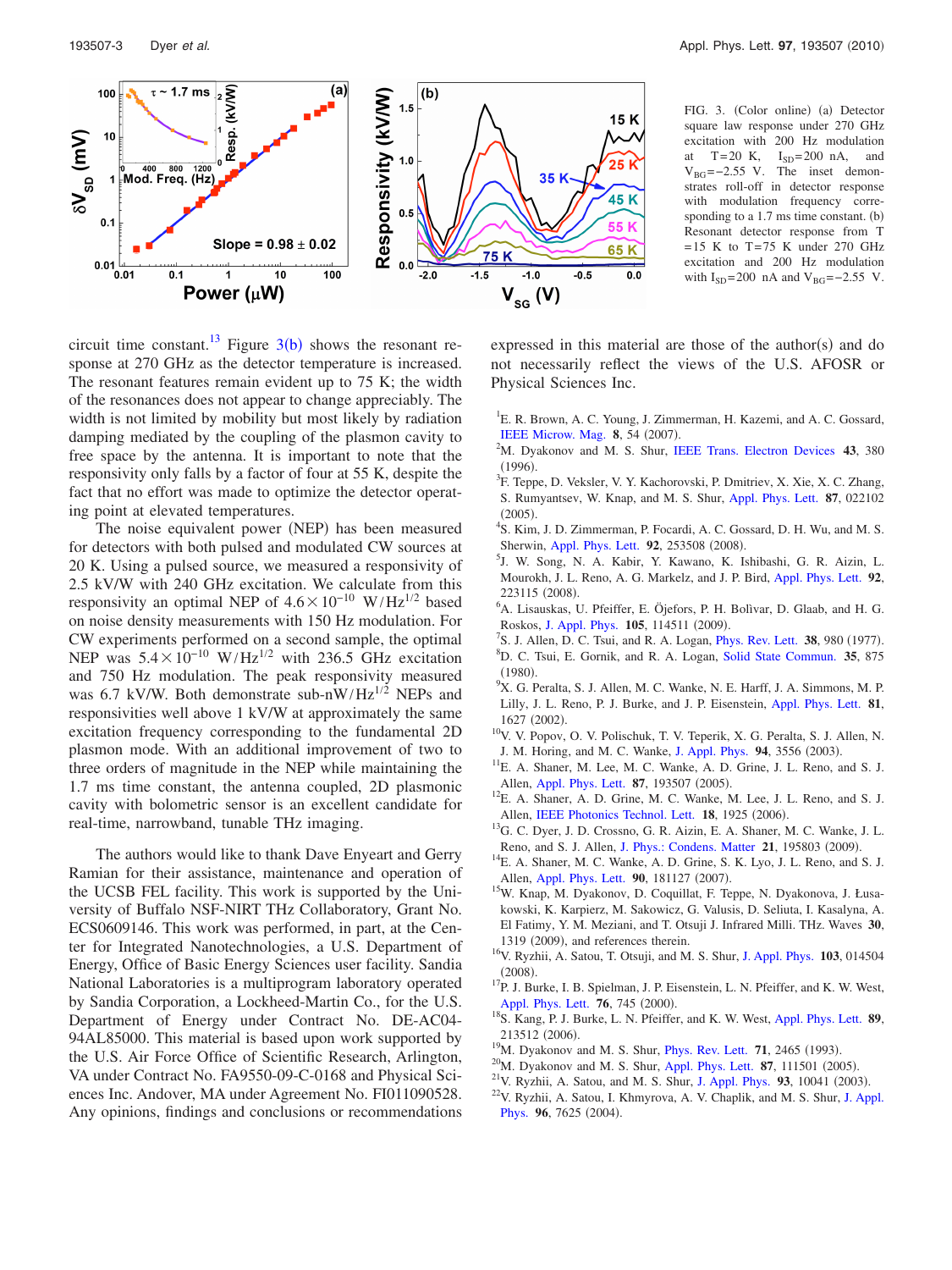(a)

$\delta V_{SD}$ (mV)

100

10

1

0.1

0.01

0.01 0.1 1 10 100

Power (μW)

Slope = 0.98 ± 0.02

τ ~ 1.7 ms

Resp. (kV/W)

2

1

0

0 400 800 1200

Mod. Freq. (Hz)

(b)

Responsivity (kV/W)

1.5

1.0

0.5

0.0

-2.0 -1.5 -1.0 -0.5 0.0

$V_{SG}$ (V)

15 K

25 K

35 K

45 K

55 K

65 K

75 K

FIG. 3. (Color online) (a) Detector square law response under 270 GHz excitation with 200 Hz modulation at T=20 K, $I_{SD}$=200 nA, and $V_{BG}$=−2.55 V. The inset demonstrates roll-off in detector response with modulation frequency corresponding to a 1.7 ms time constant. (b) Resonant detector response from T=15 K to T=75 K under 270 GHz excitation and 200 Hz modulation with $I_{SD}$=200 nA and $V_{BG}$=−2.55 V.

circuit time constant.[13] Figure 3(b) shows the resonant response at 270 GHz as the detector temperature is increased. The resonant features remain evident up to 75 K; the width of the resonances does not appear to change appreciably. The width is not limited by mobility but most likely by radiation damping mediated by the coupling of the plasmon cavity to free space by the antenna. It is important to note that the responsivity only falls by a factor of four at 55 K, despite the fact that no effort was made to optimize the detector operating point at elevated temperatures.

The noise equivalent power (NEP) has been measured for detectors with both pulsed and modulated CW sources at 20 K. Using a pulsed source, we measured a responsivity of 2.5 kV/W with 240 GHz excitation. We calculate from this responsivity an optimal NEP of $4.6\times10^{-10}$ W/Hz$^{1/2}$ based on noise density measurements with 150 Hz modulation. For CW experiments performed on a second sample, the optimal NEP was $5.4\times10^{-10}$ W/Hz$^{1/2}$ with 236.5 GHz excitation and 750 Hz modulation. The peak responsivity measured was 6.7 kV/W. Both demonstrate sub-nW/Hz$^{1/2}$ NEPs and responsivities well above 1 kV/W at approximately the same excitation frequency corresponding to the fundamental 2D plasmon mode. With an additional improvement of two to three orders of magnitude in the NEP while maintaining the 1.7 ms time constant, the antenna coupled, 2D plasmonic cavity with bolometric sensor is an excellent candidate for real-time, narrowband, tunable THz imaging.

The authors would like to thank Dave Enyeart and Gerry Ramian for their assistance, maintenance and operation of the UCSB FEL facility. This work is supported by the University of Buffalo NSF-NIRT THz Collaboratory, Grant No. ECS0609146. This work was performed, in part, at the Center for Integrated Nanotechnologies, a U.S. Department of Energy, Office of Basic Energy Sciences user facility. Sandia National Laboratories is a multiprogram laboratory operated by Sandia Corporation, a Lockheed-Martin Co., for the U.S. Department of Energy under Contract No. DE-AC04-94AL85000. This material is based upon work supported by the U.S. Air Force Office of Scientific Research, Arlington, VA under Contract No. FA9550-09-C-0168 and Physical Sciences Inc. Andover, MA under Agreement No. FI011090528. Any opinions, findings and conclusions or recommendations expressed in this material are those of the author(s) and do not necessarily reflect the views of the U.S. AFOSR or Physical Sciences Inc.

[1] E. R. Brown, A. C. Young, J. Zimmerman, H. Kazemi, and A. C. Gossard, IEEE Microw. Mag. **8**, 54 (2007).

[2] M. Dyakonov and M. S. Shur, IEEE Trans. Electron Devices **43**, 380 (1996).

[3] F. Teppe, D. Veksler, V. Y. Kachorovski, P. Dmitriev, X. Xie, X. C. Zhang, S. Rumyantsev, W. Knap, and M. S. Shur, Appl. Phys. Lett. **87**, 022102 (2005).

[4] S. Kim, J. D. Zimmerman, P. Focardi, A. C. Gossard, D. H. Wu, and M. S. Sherwin, Appl. Phys. Lett. **92**, 253508 (2008).

[5] J. W. Song, N. A. Kabir, Y. Kawano, K. Ishibashi, G. R. Aizin, L. Mourokh, J. L. Reno, A. G. Markelz, and J. P. Bird, Appl. Phys. Lett. **92**, 223115 (2008).

[6] A. Lisauskas, U. Pfeiffer, E. Öjefors, P. H. Bolivar, D. Glaab, and H. G. Roskos, J. Appl. Phys. **105**, 114511 (2009).

[7] S. J. Allen, D. C. Tsui, and R. A. Logan, Phys. Rev. Lett. **38**, 980 (1977).

[8] D. C. Tsui, E. Gornik, and R. A. Logan, Solid State Commun. **35**, 875 (1980).

[9] X. G. Peralta, S. J. Allen, M. C. Wanke, N. E. Harff, J. A. Simmons, M. P. Lilly, J. L. Reno, P. J. Burke, and J. P. Eisenstein, Appl. Phys. Lett. **81**, 1627 (2002).

[10] V. V. Popov, O. V. Polischuk, T. V. Teperik, X. G. Peralta, S. J. Allen, N. J. M. Horing, and M. C. Wanke, J. Appl. Phys. **94**, 3556 (2003).

[11] E. A. Shaner, M. Lee, M. C. Wanke, A. D. Grine, J. L. Reno, and S. J. Allen, Appl. Phys. Lett. **87**, 193507 (2005).

[12] E. A. Shaner, A. D. Grine, M. C. Wanke, M. Lee, J. L. Reno, and S. J. Allen, IEEE Photonics Technol. Lett. **18**, 1925 (2006).

[13] G. C. Dyer, J. D. Crossno, G. R. Aizin, E. A. Shaner, M. C. Wanke, J. L. Reno, and S. J. Allen, J. Phys.: Condens. Matter **21**, 195803 (2009).

[14] E. A. Shaner, M. C. Wanke, A. D. Grine, S. K. Lyo, J. L. Reno, and S. J. Allen, Appl. Phys. Lett. **90**, 181127 (2007).

[15] W. Knap, M. Dyakonov, D. Coquillat, F. Teppe, N. Dyakonova, J. Łusakowski, K. Karpierz, M. Sakowicz, G. Valusis, D. Seliuta, I. Kasalyna, A. El Fatimy, Y. M. Meziani, and T. Otsuji J. Infrared Milli. THz. Waves **30**, 1319 (2009), and references therein.

[16] V. Ryzhii, A. Satou, T. Otsuji, and M. S. Shur, J. Appl. Phys. **103**, 014504 (2008).

[17] P. J. Burke, I. B. Spielman, J. P. Eisenstein, L. N. Pfeiffer, and K. W. West, Appl. Phys. Lett. **76**, 745 (2000).

[18] S. Kang, P. J. Burke, L. N. Pfeiffer, and K. W. West, Appl. Phys. Lett. **89**, 213512 (2006).

[19] M. Dyakonov and M. S. Shur, Phys. Rev. Lett. **71**, 2465 (1993).

[20] M. Dyakonov and M. S. Shur, Appl. Phys. Lett. **87**, 111501 (2005).

[21] V. Ryzhii, A. Satou, and M. S. Shur, J. Appl. Phys. **93**, 10041 (2003).

[22] V. Ryzhii, A. Satou, I. Khmyrova, A. V. Chaplik, and M. S. Shur, J. Appl. Phys. **96**, 7625 (2004).